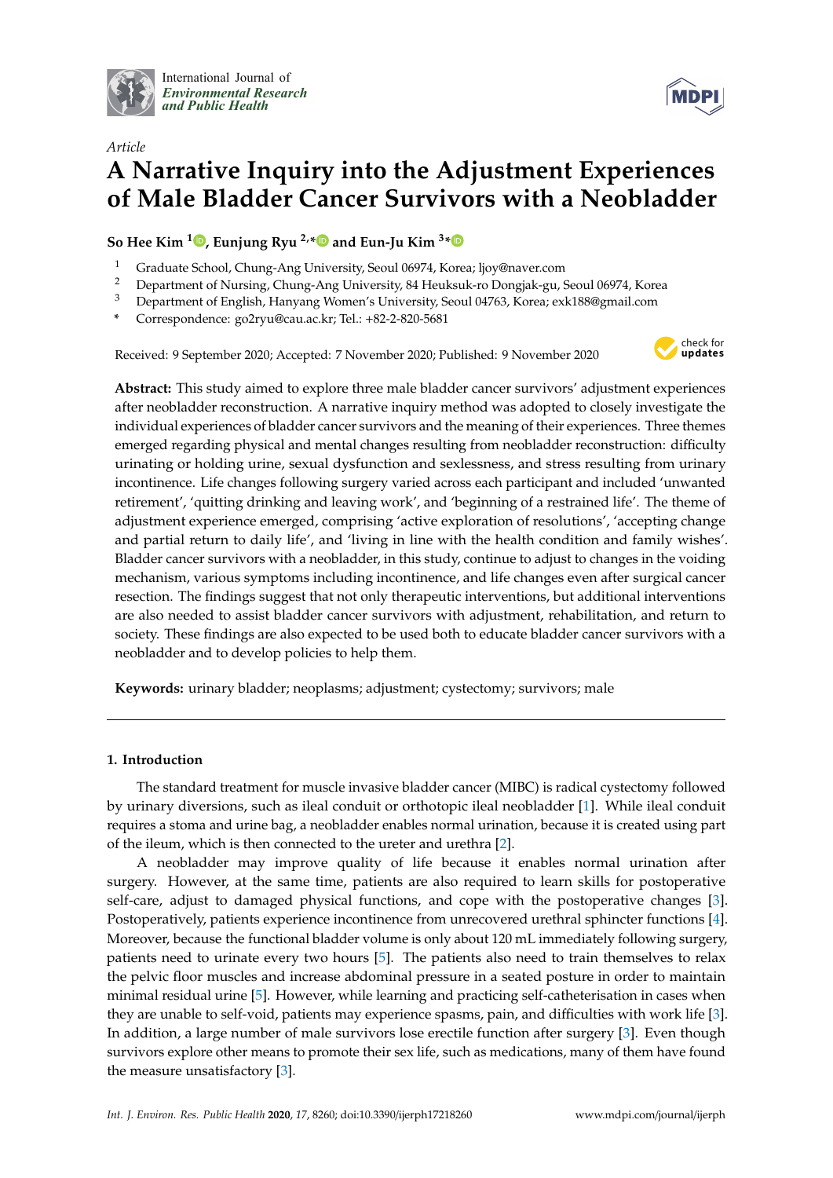Article

# A Narrative Inquiry into the Adjustment Experiences of Male Bladder Cancer Survivors with a Neobladder

**So Hee Kim [1], Eunjung Ryu [2,*] and Eun-Ju Kim [3,*]**

[1] Graduate School, Chung-Ang University, Seoul 06974, Korea; ljoy@naver.com
[2] Department of Nursing, Chung-Ang University, 84 Heuksuk-ro Dongjak-gu, Seoul 06974, Korea
[3] Department of English, Hanyang Women's University, Seoul 04763, Korea; exk188@gmail.com
* Correspondence: go2ryu@cau.ac.kr; Tel.: +82-2-820-5681

Received: 9 September 2020; Accepted: 7 November 2020; Published: 9 November 2020

**Abstract:** This study aimed to explore three male bladder cancer survivors' adjustment experiences after neobladder reconstruction. A narrative inquiry method was adopted to closely investigate the individual experiences of bladder cancer survivors and the meaning of their experiences. Three themes emerged regarding physical and mental changes resulting from neobladder reconstruction: difficulty urinating or holding urine, sexual dysfunction and sexlessness, and stress resulting from urinary incontinence. Life changes following surgery varied across each participant and included 'unwanted retirement', 'quitting drinking and leaving work', and 'beginning of a restrained life'. The theme of adjustment experience emerged, comprising 'active exploration of resolutions', 'accepting change and partial return to daily life', and 'living in line with the health condition and family wishes'. Bladder cancer survivors with a neobladder, in this study, continue to adjust to changes in the voiding mechanism, various symptoms including incontinence, and life changes even after surgical cancer resection. The findings suggest that not only therapeutic interventions, but additional interventions are also needed to assist bladder cancer survivors with adjustment, rehabilitation, and return to society. These findings are also expected to be used both to educate bladder cancer survivors with a neobladder and to develop policies to help them.

**Keywords:** urinary bladder; neoplasms; adjustment; cystectomy; survivors; male

## 1. Introduction

The standard treatment for muscle invasive bladder cancer (MIBC) is radical cystectomy followed by urinary diversions, such as ileal conduit or orthotopic ileal neobladder [1]. While ileal conduit requires a stoma and urine bag, a neobladder enables normal urination, because it is created using part of the ileum, which is then connected to the ureter and urethra [2].

A neobladder may improve quality of life because it enables normal urination after surgery. However, at the same time, patients are also required to learn skills for postoperative self-care, adjust to damaged physical functions, and cope with the postoperative changes [3]. Postoperatively, patients experience incontinence from unrecovered urethral sphincter functions [4]. Moreover, because the functional bladder volume is only about 120 mL immediately following surgery, patients need to urinate every two hours [5]. The patients also need to train themselves to relax the pelvic floor muscles and increase abdominal pressure in a seated posture in order to maintain minimal residual urine [5]. However, while learning and practicing self-catheterisation in cases when they are unable to self-void, patients may experience spasms, pain, and difficulties with work life [3]. In addition, a large number of male survivors lose erectile function after surgery [3]. Even though survivors explore other means to promote their sex life, such as medications, many of them have found the measure unsatisfactory [3].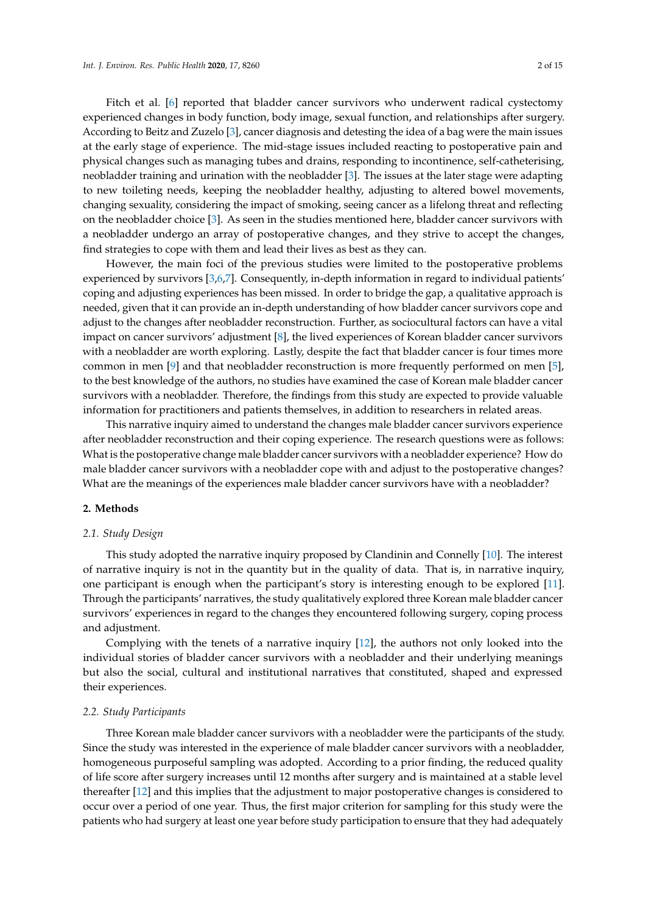Fitch et al. [6] reported that bladder cancer survivors who underwent radical cystectomy experienced changes in body function, body image, sexual function, and relationships after surgery. According to Beitz and Zuzelo [3], cancer diagnosis and detesting the idea of a bag were the main issues at the early stage of experience. The mid-stage issues included reacting to postoperative pain and physical changes such as managing tubes and drains, responding to incontinence, self-catheterising, neobladder training and urination with the neobladder [3]. The issues at the later stage were adapting to new toileting needs, keeping the neobladder healthy, adjusting to altered bowel movements, changing sexuality, considering the impact of smoking, seeing cancer as a lifelong threat and reflecting on the neobladder choice [3]. As seen in the studies mentioned here, bladder cancer survivors with a neobladder undergo an array of postoperative changes, and they strive to accept the changes, find strategies to cope with them and lead their lives as best as they can.

However, the main foci of the previous studies were limited to the postoperative problems experienced by survivors [3,6,7]. Consequently, in-depth information in regard to individual patients' coping and adjusting experiences has been missed. In order to bridge the gap, a qualitative approach is needed, given that it can provide an in-depth understanding of how bladder cancer survivors cope and adjust to the changes after neobladder reconstruction. Further, as sociocultural factors can have a vital impact on cancer survivors' adjustment [8], the lived experiences of Korean bladder cancer survivors with a neobladder are worth exploring. Lastly, despite the fact that bladder cancer is four times more common in men [9] and that neobladder reconstruction is more frequently performed on men [5], to the best knowledge of the authors, no studies have examined the case of Korean male bladder cancer survivors with a neobladder. Therefore, the findings from this study are expected to provide valuable information for practitioners and patients themselves, in addition to researchers in related areas.

This narrative inquiry aimed to understand the changes male bladder cancer survivors experience after neobladder reconstruction and their coping experience. The research questions were as follows: What is the postoperative change male bladder cancer survivors with a neobladder experience? How do male bladder cancer survivors with a neobladder cope with and adjust to the postoperative changes? What are the meanings of the experiences male bladder cancer survivors have with a neobladder?

## 2. Methods

### 2.1. Study Design

This study adopted the narrative inquiry proposed by Clandinin and Connelly [10]. The interest of narrative inquiry is not in the quantity but in the quality of data. That is, in narrative inquiry, one participant is enough when the participant's story is interesting enough to be explored [11]. Through the participants' narratives, the study qualitatively explored three Korean male bladder cancer survivors' experiences in regard to the changes they encountered following surgery, coping process and adjustment.

Complying with the tenets of a narrative inquiry [12], the authors not only looked into the individual stories of bladder cancer survivors with a neobladder and their underlying meanings but also the social, cultural and institutional narratives that constituted, shaped and expressed their experiences.

### 2.2. Study Participants

Three Korean male bladder cancer survivors with a neobladder were the participants of the study. Since the study was interested in the experience of male bladder cancer survivors with a neobladder, homogeneous purposeful sampling was adopted. According to a prior finding, the reduced quality of life score after surgery increases until 12 months after surgery and is maintained at a stable level thereafter [12] and this implies that the adjustment to major postoperative changes is considered to occur over a period of one year. Thus, the first major criterion for sampling for this study were the patients who had surgery at least one year before study participation to ensure that they had adequately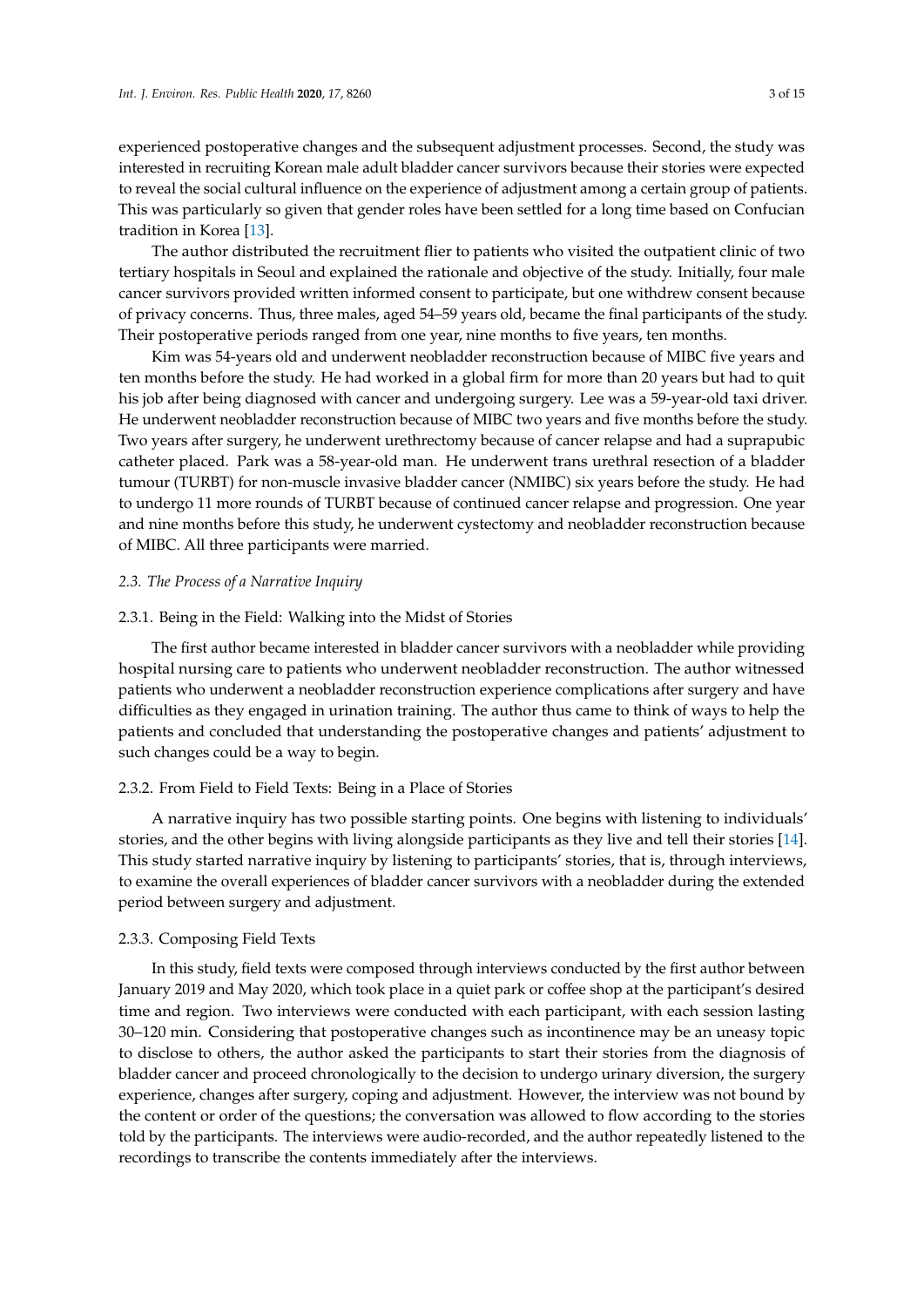experienced postoperative changes and the subsequent adjustment processes. Second, the study was interested in recruiting Korean male adult bladder cancer survivors because their stories were expected to reveal the social cultural influence on the experience of adjustment among a certain group of patients. This was particularly so given that gender roles have been settled for a long time based on Confucian tradition in Korea [13].

The author distributed the recruitment flier to patients who visited the outpatient clinic of two tertiary hospitals in Seoul and explained the rationale and objective of the study. Initially, four male cancer survivors provided written informed consent to participate, but one withdrew consent because of privacy concerns. Thus, three males, aged 54–59 years old, became the final participants of the study. Their postoperative periods ranged from one year, nine months to five years, ten months.

Kim was 54-years old and underwent neobladder reconstruction because of MIBC five years and ten months before the study. He had worked in a global firm for more than 20 years but had to quit his job after being diagnosed with cancer and undergoing surgery. Lee was a 59-year-old taxi driver. He underwent neobladder reconstruction because of MIBC two years and five months before the study. Two years after surgery, he underwent urethrectomy because of cancer relapse and had a suprapubic catheter placed. Park was a 58-year-old man. He underwent trans urethral resection of a bladder tumour (TURBT) for non-muscle invasive bladder cancer (NMIBC) six years before the study. He had to undergo 11 more rounds of TURBT because of continued cancer relapse and progression. One year and nine months before this study, he underwent cystectomy and neobladder reconstruction because of MIBC. All three participants were married.

### *2.3. The Process of a Narrative Inquiry*

#### 2.3.1. Being in the Field: Walking into the Midst of Stories

The first author became interested in bladder cancer survivors with a neobladder while providing hospital nursing care to patients who underwent neobladder reconstruction. The author witnessed patients who underwent a neobladder reconstruction experience complications after surgery and have difficulties as they engaged in urination training. The author thus came to think of ways to help the patients and concluded that understanding the postoperative changes and patients' adjustment to such changes could be a way to begin.

#### 2.3.2. From Field to Field Texts: Being in a Place of Stories

A narrative inquiry has two possible starting points. One begins with listening to individuals' stories, and the other begins with living alongside participants as they live and tell their stories [14]. This study started narrative inquiry by listening to participants' stories, that is, through interviews, to examine the overall experiences of bladder cancer survivors with a neobladder during the extended period between surgery and adjustment.

#### 2.3.3. Composing Field Texts

In this study, field texts were composed through interviews conducted by the first author between January 2019 and May 2020, which took place in a quiet park or coffee shop at the participant's desired time and region. Two interviews were conducted with each participant, with each session lasting 30–120 min. Considering that postoperative changes such as incontinence may be an uneasy topic to disclose to others, the author asked the participants to start their stories from the diagnosis of bladder cancer and proceed chronologically to the decision to undergo urinary diversion, the surgery experience, changes after surgery, coping and adjustment. However, the interview was not bound by the content or order of the questions; the conversation was allowed to flow according to the stories told by the participants. The interviews were audio-recorded, and the author repeatedly listened to the recordings to transcribe the contents immediately after the interviews.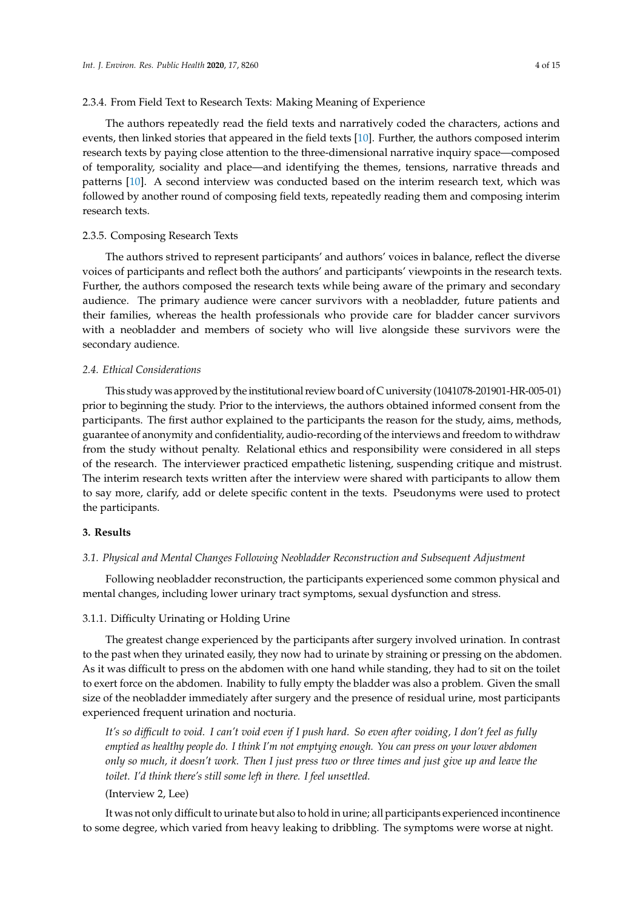#### 2.3.4. From Field Text to Research Texts: Making Meaning of Experience

The authors repeatedly read the field texts and narratively coded the characters, actions and events, then linked stories that appeared in the field texts [10]. Further, the authors composed interim research texts by paying close attention to the three-dimensional narrative inquiry space—composed of temporality, sociality and place—and identifying the themes, tensions, narrative threads and patterns [10]. A second interview was conducted based on the interim research text, which was followed by another round of composing field texts, repeatedly reading them and composing interim research texts.

#### 2.3.5. Composing Research Texts

The authors strived to represent participants' and authors' voices in balance, reflect the diverse voices of participants and reflect both the authors' and participants' viewpoints in the research texts. Further, the authors composed the research texts while being aware of the primary and secondary audience. The primary audience were cancer survivors with a neobladder, future patients and their families, whereas the health professionals who provide care for bladder cancer survivors with a neobladder and members of society who will live alongside these survivors were the secondary audience.

### *2.4. Ethical Considerations*

This study was approved by the institutional review board of C university (1041078-201901-HR-005-01) prior to beginning the study. Prior to the interviews, the authors obtained informed consent from the participants. The first author explained to the participants the reason for the study, aims, methods, guarantee of anonymity and confidentiality, audio-recording of the interviews and freedom to withdraw from the study without penalty. Relational ethics and responsibility were considered in all steps of the research. The interviewer practiced empathetic listening, suspending critique and mistrust. The interim research texts written after the interview were shared with participants to allow them to say more, clarify, add or delete specific content in the texts. Pseudonyms were used to protect the participants.

## **3. Results**

### *3.1. Physical and Mental Changes Following Neobladder Reconstruction and Subsequent Adjustment*

Following neobladder reconstruction, the participants experienced some common physical and mental changes, including lower urinary tract symptoms, sexual dysfunction and stress.

#### 3.1.1. Difficulty Urinating or Holding Urine

The greatest change experienced by the participants after surgery involved urination. In contrast to the past when they urinated easily, they now had to urinate by straining or pressing on the abdomen. As it was difficult to press on the abdomen with one hand while standing, they had to sit on the toilet to exert force on the abdomen. Inability to fully empty the bladder was also a problem. Given the small size of the neobladder immediately after surgery and the presence of residual urine, most participants experienced frequent urination and nocturia.

> *It's so difficult to void. I can't void even if I push hard. So even after voiding, I don't feel as fully emptied as healthy people do. I think I'm not emptying enough. You can press on your lower abdomen only so much, it doesn't work. Then I just press two or three times and just give up and leave the toilet. I'd think there's still some left in there. I feel unsettled.*
>
> (Interview 2, Lee)

It was not only difficult to urinate but also to hold in urine; all participants experienced incontinence to some degree, which varied from heavy leaking to dribbling. The symptoms were worse at night.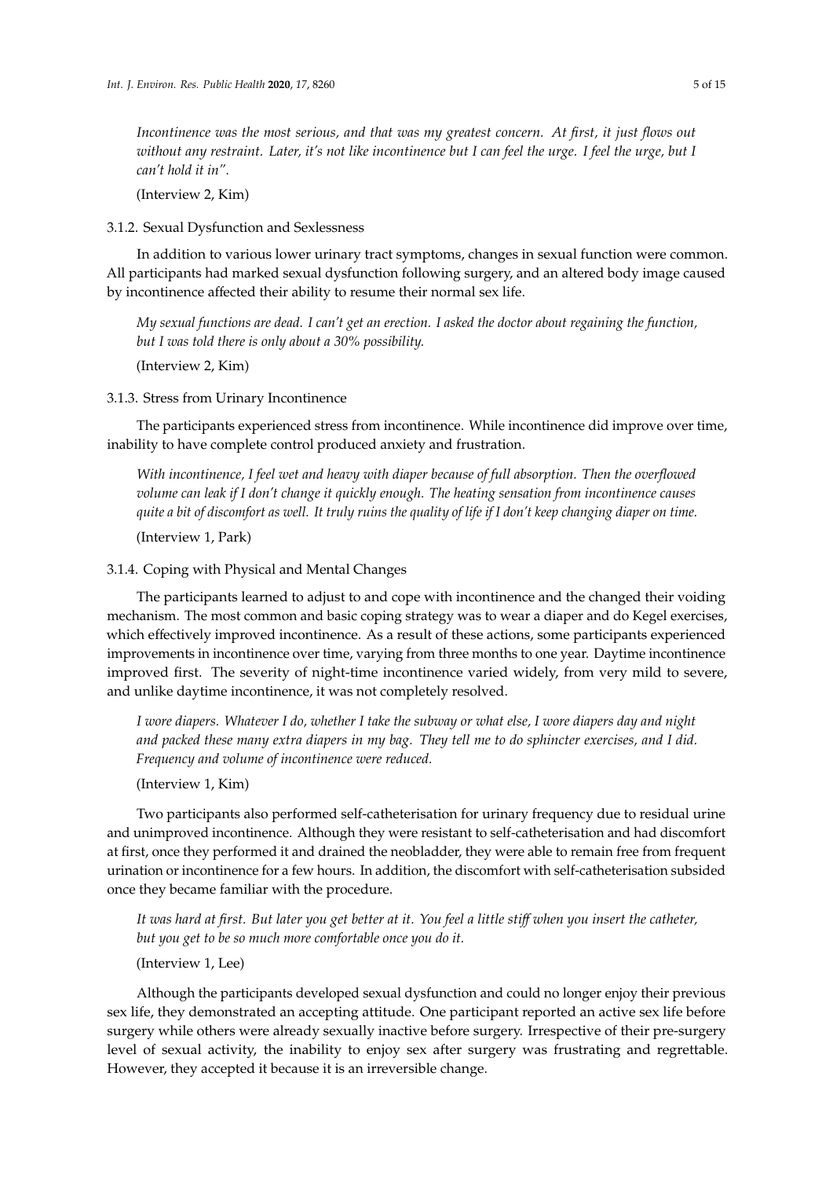*Incontinence was the most serious, and that was my greatest concern. At first, it just flows out without any restraint. Later, it's not like incontinence but I can feel the urge. I feel the urge, but I can't hold it in".*

(Interview 2, Kim)

### 3.1.2. Sexual Dysfunction and Sexlessness

In addition to various lower urinary tract symptoms, changes in sexual function were common. All participants had marked sexual dysfunction following surgery, and an altered body image caused by incontinence affected their ability to resume their normal sex life.

*My sexual functions are dead. I can't get an erection. I asked the doctor about regaining the function, but I was told there is only about a 30% possibility.*

(Interview 2, Kim)

### 3.1.3. Stress from Urinary Incontinence

The participants experienced stress from incontinence. While incontinence did improve over time, inability to have complete control produced anxiety and frustration.

*With incontinence, I feel wet and heavy with diaper because of full absorption. Then the overflowed volume can leak if I don't change it quickly enough. The heating sensation from incontinence causes quite a bit of discomfort as well. It truly ruins the quality of life if I don't keep changing diaper on time.*

(Interview 1, Park)

### 3.1.4. Coping with Physical and Mental Changes

The participants learned to adjust to and cope with incontinence and the changed their voiding mechanism. The most common and basic coping strategy was to wear a diaper and do Kegel exercises, which effectively improved incontinence. As a result of these actions, some participants experienced improvements in incontinence over time, varying from three months to one year. Daytime incontinence improved first. The severity of night-time incontinence varied widely, from very mild to severe, and unlike daytime incontinence, it was not completely resolved.

*I wore diapers. Whatever I do, whether I take the subway or what else, I wore diapers day and night and packed these many extra diapers in my bag. They tell me to do sphincter exercises, and I did. Frequency and volume of incontinence were reduced.*

(Interview 1, Kim)

Two participants also performed self-catheterisation for urinary frequency due to residual urine and unimproved incontinence. Although they were resistant to self-catheterisation and had discomfort at first, once they performed it and drained the neobladder, they were able to remain free from frequent urination or incontinence for a few hours. In addition, the discomfort with self-catheterisation subsided once they became familiar with the procedure.

*It was hard at first. But later you get better at it. You feel a little stiff when you insert the catheter, but you get to be so much more comfortable once you do it.*

(Interview 1, Lee)

Although the participants developed sexual dysfunction and could no longer enjoy their previous sex life, they demonstrated an accepting attitude. One participant reported an active sex life before surgery while others were already sexually inactive before surgery. Irrespective of their pre-surgery level of sexual activity, the inability to enjoy sex after surgery was frustrating and regrettable. However, they accepted it because it is an irreversible change.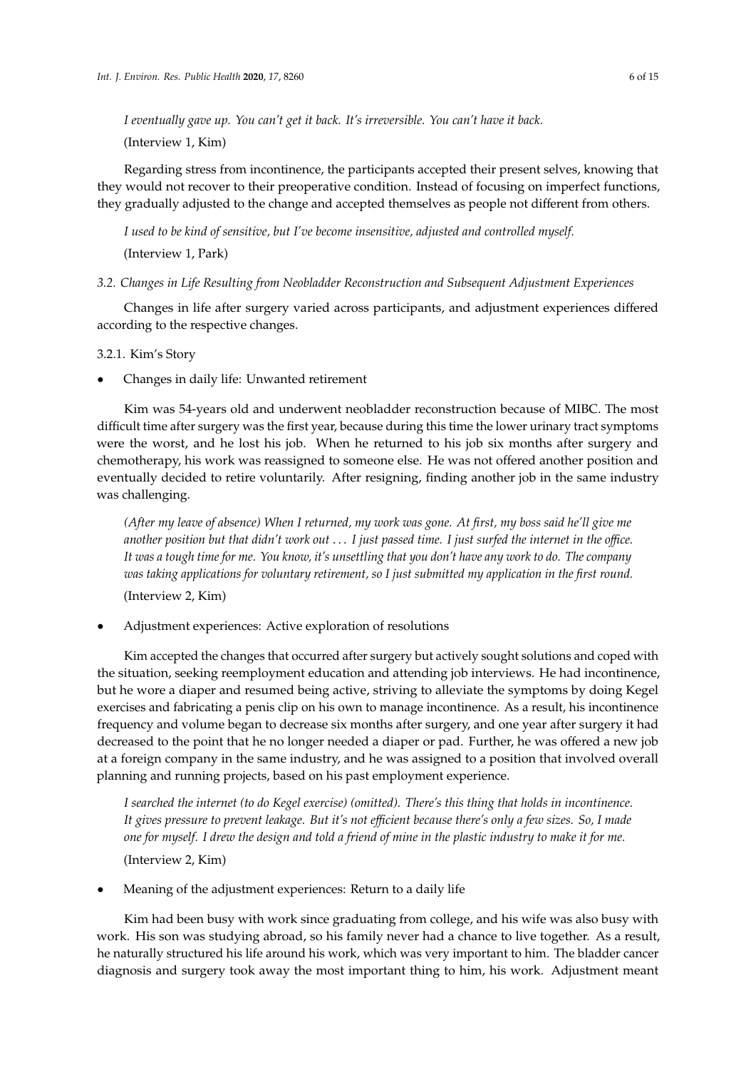*I eventually gave up. You can't get it back. It's irreversible. You can't have it back.*

(Interview 1, Kim)

Regarding stress from incontinence, the participants accepted their present selves, knowing that they would not recover to their preoperative condition. Instead of focusing on imperfect functions, they gradually adjusted to the change and accepted themselves as people not different from others.

*I used to be kind of sensitive, but I've become insensitive, adjusted and controlled myself.*

(Interview 1, Park)

### *3.2. Changes in Life Resulting from Neobladder Reconstruction and Subsequent Adjustment Experiences*

Changes in life after surgery varied across participants, and adjustment experiences differed according to the respective changes.

#### 3.2.1. Kim's Story

- Changes in daily life: Unwanted retirement

Kim was 54-years old and underwent neobladder reconstruction because of MIBC. The most difficult time after surgery was the first year, because during this time the lower urinary tract symptoms were the worst, and he lost his job. When he returned to his job six months after surgery and chemotherapy, his work was reassigned to someone else. He was not offered another position and eventually decided to retire voluntarily. After resigning, finding another job in the same industry was challenging.

*(After my leave of absence) When I returned, my work was gone. At first, my boss said he'll give me another position but that didn't work out ... I just passed time. I just surfed the internet in the office. It was a tough time for me. You know, it's unsettling that you don't have any work to do. The company was taking applications for voluntary retirement, so I just submitted my application in the first round.*

(Interview 2, Kim)

- Adjustment experiences: Active exploration of resolutions

Kim accepted the changes that occurred after surgery but actively sought solutions and coped with the situation, seeking reemployment education and attending job interviews. He had incontinence, but he wore a diaper and resumed being active, striving to alleviate the symptoms by doing Kegel exercises and fabricating a penis clip on his own to manage incontinence. As a result, his incontinence frequency and volume began to decrease six months after surgery, and one year after surgery it had decreased to the point that he no longer needed a diaper or pad. Further, he was offered a new job at a foreign company in the same industry, and he was assigned to a position that involved overall planning and running projects, based on his past employment experience.

*I searched the internet (to do Kegel exercise) (omitted). There's this thing that holds in incontinence. It gives pressure to prevent leakage. But it's not efficient because there's only a few sizes. So, I made one for myself. I drew the design and told a friend of mine in the plastic industry to make it for me.*

(Interview 2, Kim)

- Meaning of the adjustment experiences: Return to a daily life

Kim had been busy with work since graduating from college, and his wife was also busy with work. His son was studying abroad, so his family never had a chance to live together. As a result, he naturally structured his life around his work, which was very important to him. The bladder cancer diagnosis and surgery took away the most important thing to him, his work. Adjustment meant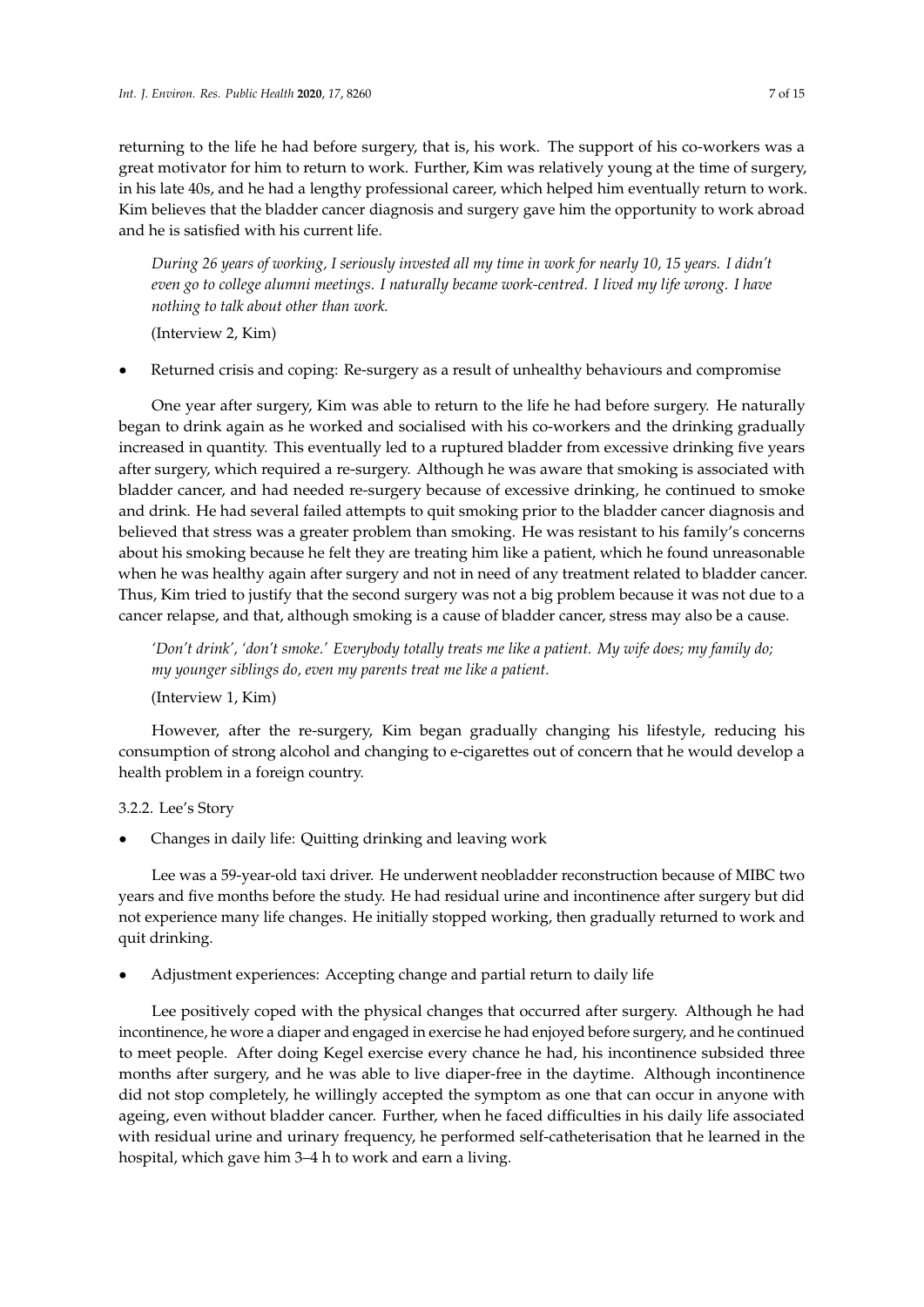returning to the life he had before surgery, that is, his work. The support of his co-workers was a great motivator for him to return to work. Further, Kim was relatively young at the time of surgery, in his late 40s, and he had a lengthy professional career, which helped him eventually return to work. Kim believes that the bladder cancer diagnosis and surgery gave him the opportunity to work abroad and he is satisfied with his current life.

> *During 26 years of working, I seriously invested all my time in work for nearly 10, 15 years. I didn't even go to college alumni meetings. I naturally became work-centred. I lived my life wrong. I have nothing to talk about other than work.*
>
> (Interview 2, Kim)

- Returned crisis and coping: Re-surgery as a result of unhealthy behaviours and compromise

One year after surgery, Kim was able to return to the life he had before surgery. He naturally began to drink again as he worked and socialised with his co-workers and the drinking gradually increased in quantity. This eventually led to a ruptured bladder from excessive drinking five years after surgery, which required a re-surgery. Although he was aware that smoking is associated with bladder cancer, and had needed re-surgery because of excessive drinking, he continued to smoke and drink. He had several failed attempts to quit smoking prior to the bladder cancer diagnosis and believed that stress was a greater problem than smoking. He was resistant to his family's concerns about his smoking because he felt they are treating him like a patient, which he found unreasonable when he was healthy again after surgery and not in need of any treatment related to bladder cancer. Thus, Kim tried to justify that the second surgery was not a big problem because it was not due to a cancer relapse, and that, although smoking is a cause of bladder cancer, stress may also be a cause.

> *'Don't drink', 'don't smoke.' Everybody totally treats me like a patient. My wife does; my family do; my younger siblings do, even my parents treat me like a patient.*
>
> (Interview 1, Kim)

However, after the re-surgery, Kim began gradually changing his lifestyle, reducing his consumption of strong alcohol and changing to e-cigarettes out of concern that he would develop a health problem in a foreign country.

### 3.2.2. Lee's Story

- Changes in daily life: Quitting drinking and leaving work

Lee was a 59-year-old taxi driver. He underwent neobladder reconstruction because of MIBC two years and five months before the study. He had residual urine and incontinence after surgery but did not experience many life changes. He initially stopped working, then gradually returned to work and quit drinking.

- Adjustment experiences: Accepting change and partial return to daily life

Lee positively coped with the physical changes that occurred after surgery. Although he had incontinence, he wore a diaper and engaged in exercise he had enjoyed before surgery, and he continued to meet people. After doing Kegel exercise every chance he had, his incontinence subsided three months after surgery, and he was able to live diaper-free in the daytime. Although incontinence did not stop completely, he willingly accepted the symptom as one that can occur in anyone with ageing, even without bladder cancer. Further, when he faced difficulties in his daily life associated with residual urine and urinary frequency, he performed self-catheterisation that he learned in the hospital, which gave him 3–4 h to work and earn a living.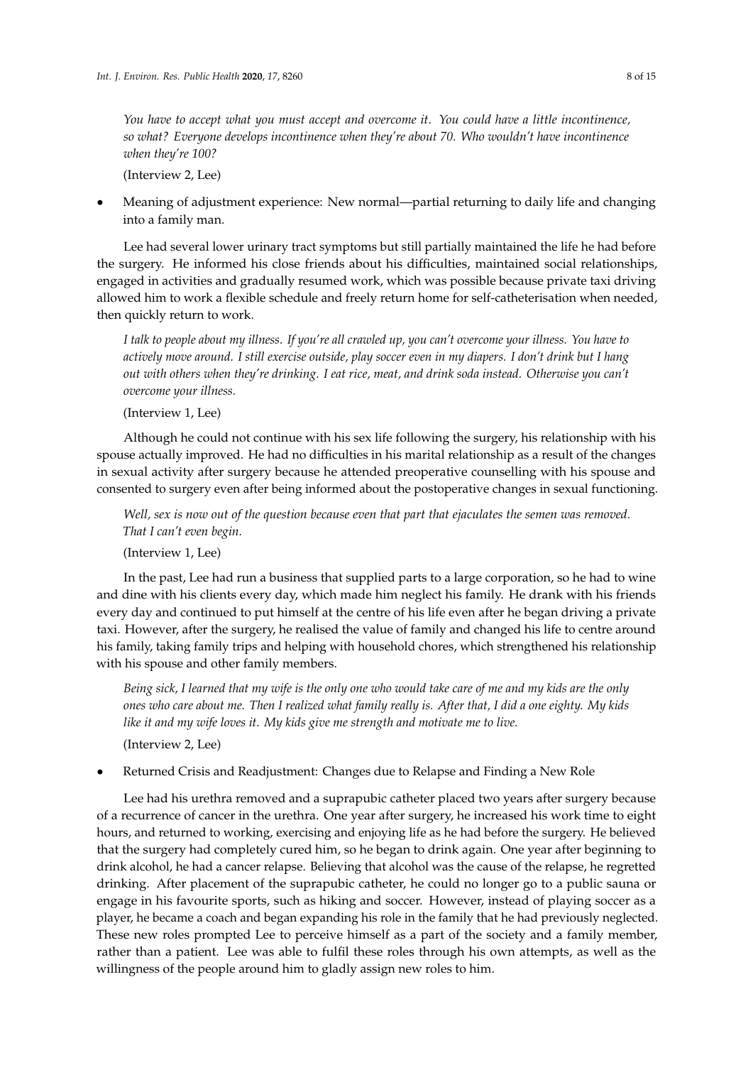*You have to accept what you must accept and overcome it. You could have a little incontinence, so what? Everyone develops incontinence when they're about 70. Who wouldn't have incontinence when they're 100?*

(Interview 2, Lee)

- Meaning of adjustment experience: New normal—partial returning to daily life and changing into a family man.

Lee had several lower urinary tract symptoms but still partially maintained the life he had before the surgery. He informed his close friends about his difficulties, maintained social relationships, engaged in activities and gradually resumed work, which was possible because private taxi driving allowed him to work a flexible schedule and freely return home for self-catheterisation when needed, then quickly return to work.

*I talk to people about my illness. If you're all crawled up, you can't overcome your illness. You have to actively move around. I still exercise outside, play soccer even in my diapers. I don't drink but I hang out with others when they're drinking. I eat rice, meat, and drink soda instead. Otherwise you can't overcome your illness.*

(Interview 1, Lee)

Although he could not continue with his sex life following the surgery, his relationship with his spouse actually improved. He had no difficulties in his marital relationship as a result of the changes in sexual activity after surgery because he attended preoperative counselling with his spouse and consented to surgery even after being informed about the postoperative changes in sexual functioning.

*Well, sex is now out of the question because even that part that ejaculates the semen was removed. That I can't even begin.*

(Interview 1, Lee)

In the past, Lee had run a business that supplied parts to a large corporation, so he had to wine and dine with his clients every day, which made him neglect his family. He drank with his friends every day and continued to put himself at the centre of his life even after he began driving a private taxi. However, after the surgery, he realised the value of family and changed his life to centre around his family, taking family trips and helping with household chores, which strengthened his relationship with his spouse and other family members.

*Being sick, I learned that my wife is the only one who would take care of me and my kids are the only ones who care about me. Then I realized what family really is. After that, I did a one eighty. My kids like it and my wife loves it. My kids give me strength and motivate me to live.*

(Interview 2, Lee)

- Returned Crisis and Readjustment: Changes due to Relapse and Finding a New Role

Lee had his urethra removed and a suprapubic catheter placed two years after surgery because of a recurrence of cancer in the urethra. One year after surgery, he increased his work time to eight hours, and returned to working, exercising and enjoying life as he had before the surgery. He believed that the surgery had completely cured him, so he began to drink again. One year after beginning to drink alcohol, he had a cancer relapse. Believing that alcohol was the cause of the relapse, he regretted drinking. After placement of the suprapubic catheter, he could no longer go to a public sauna or engage in his favourite sports, such as hiking and soccer. However, instead of playing soccer as a player, he became a coach and began expanding his role in the family that he had previously neglected. These new roles prompted Lee to perceive himself as a part of the society and a family member, rather than a patient. Lee was able to fulfil these roles through his own attempts, as well as the willingness of the people around him to gladly assign new roles to him.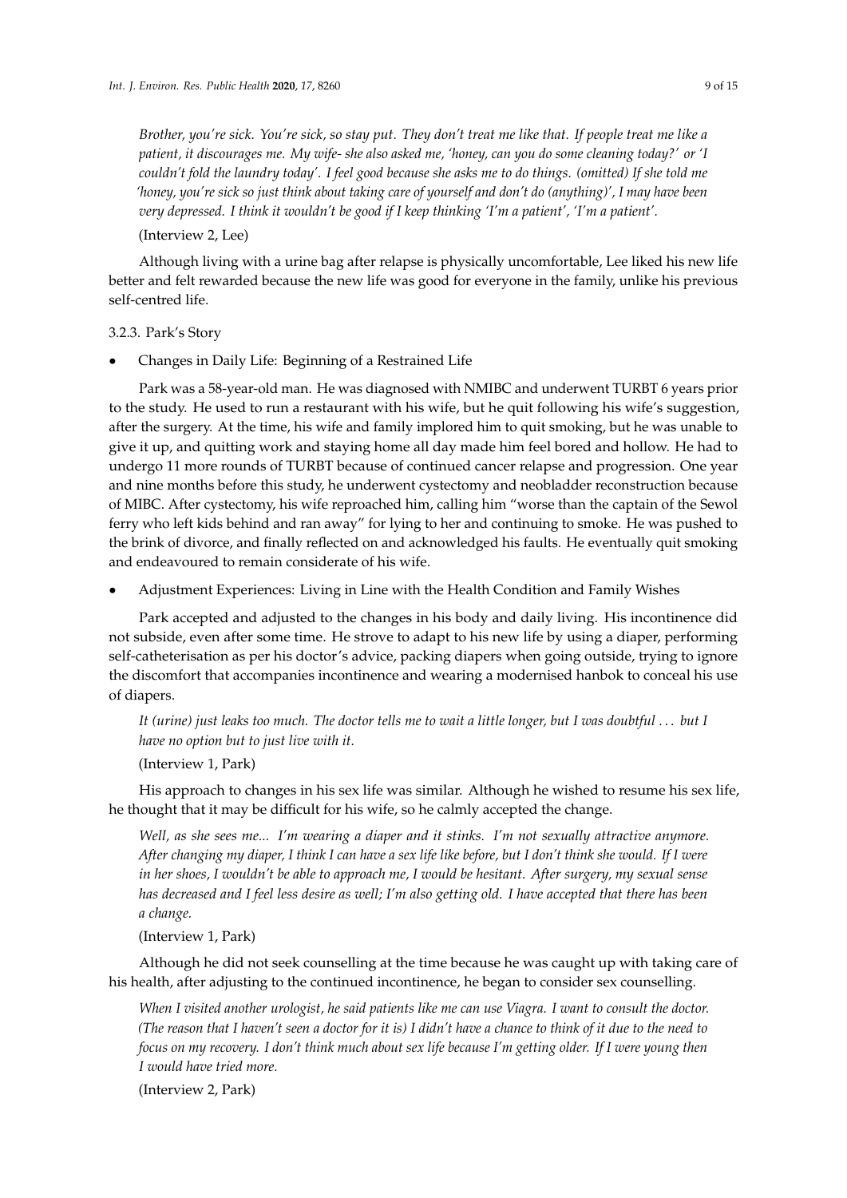*Brother, you're sick. You're sick, so stay put. They don't treat me like that. If people treat me like a patient, it discourages me. My wife- she also asked me, 'honey, can you do some cleaning today?' or 'I couldn't fold the laundry today'. I feel good because she asks me to do things. (omitted) If she told me 'honey, you're sick so just think about taking care of yourself and don't do (anything)', I may have been very depressed. I think it wouldn't be good if I keep thinking 'I'm a patient', 'I'm a patient'.*

(Interview 2, Lee)

Although living with a urine bag after relapse is physically uncomfortable, Lee liked his new life better and felt rewarded because the new life was good for everyone in the family, unlike his previous self-centred life.

### 3.2.3. Park's Story

- Changes in Daily Life: Beginning of a Restrained Life

Park was a 58-year-old man. He was diagnosed with NMIBC and underwent TURBT 6 years prior to the study. He used to run a restaurant with his wife, but he quit following his wife's suggestion, after the surgery. At the time, his wife and family implored him to quit smoking, but he was unable to give it up, and quitting work and staying home all day made him feel bored and hollow. He had to undergo 11 more rounds of TURBT because of continued cancer relapse and progression. One year and nine months before this study, he underwent cystectomy and neobladder reconstruction because of MIBC. After cystectomy, his wife reproached him, calling him "worse than the captain of the Sewol ferry who left kids behind and ran away" for lying to her and continuing to smoke. He was pushed to the brink of divorce, and finally reflected on and acknowledged his faults. He eventually quit smoking and endeavoured to remain considerate of his wife.

- Adjustment Experiences: Living in Line with the Health Condition and Family Wishes

Park accepted and adjusted to the changes in his body and daily living. His incontinence did not subside, even after some time. He strove to adapt to his new life by using a diaper, performing self-catheterisation as per his doctor's advice, packing diapers when going outside, trying to ignore the discomfort that accompanies incontinence and wearing a modernised hanbok to conceal his use of diapers.

*It (urine) just leaks too much. The doctor tells me to wait a little longer, but I was doubtful … but I have no option but to just live with it.*

(Interview 1, Park)

His approach to changes in his sex life was similar. Although he wished to resume his sex life, he thought that it may be difficult for his wife, so he calmly accepted the change.

*Well, as she sees me... I'm wearing a diaper and it stinks. I'm not sexually attractive anymore. After changing my diaper, I think I can have a sex life like before, but I don't think she would. If I were in her shoes, I wouldn't be able to approach me, I would be hesitant. After surgery, my sexual sense has decreased and I feel less desire as well; I'm also getting old. I have accepted that there has been a change.*

(Interview 1, Park)

Although he did not seek counselling at the time because he was caught up with taking care of his health, after adjusting to the continued incontinence, he began to consider sex counselling.

*When I visited another urologist, he said patients like me can use Viagra. I want to consult the doctor. (The reason that I haven't seen a doctor for it is) I didn't have a chance to think of it due to the need to focus on my recovery. I don't think much about sex life because I'm getting older. If I were young then I would have tried more.*

(Interview 2, Park)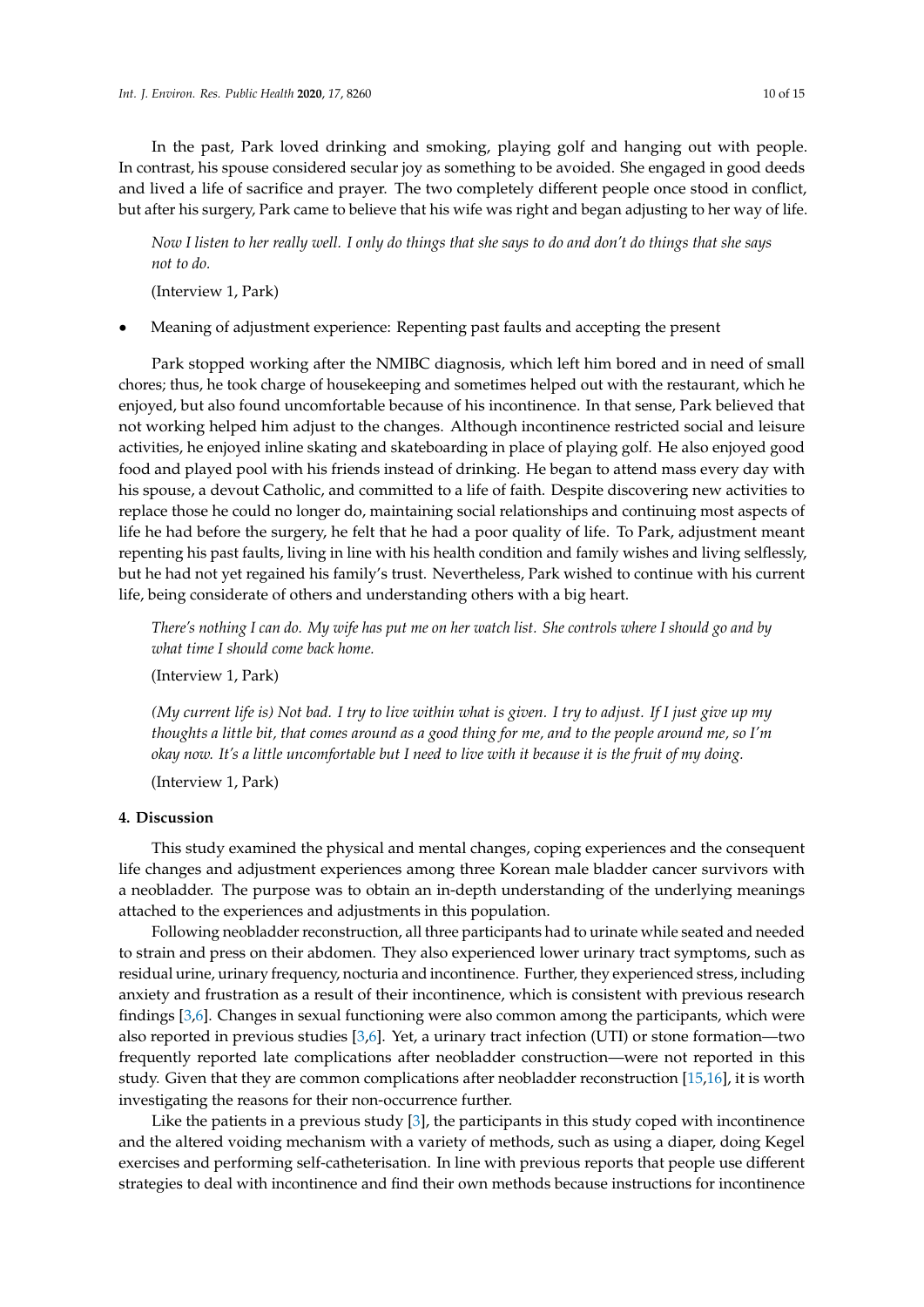In the past, Park loved drinking and smoking, playing golf and hanging out with people. In contrast, his spouse considered secular joy as something to be avoided. She engaged in good deeds and lived a life of sacrifice and prayer. The two completely different people once stood in conflict, but after his surgery, Park came to believe that his wife was right and began adjusting to her way of life.

> *Now I listen to her really well. I only do things that she says to do and don't do things that she says not to do.*
>
> (Interview 1, Park)

- Meaning of adjustment experience: Repenting past faults and accepting the present

Park stopped working after the NMIBC diagnosis, which left him bored and in need of small chores; thus, he took charge of housekeeping and sometimes helped out with the restaurant, which he enjoyed, but also found uncomfortable because of his incontinence. In that sense, Park believed that not working helped him adjust to the changes. Although incontinence restricted social and leisure activities, he enjoyed inline skating and skateboarding in place of playing golf. He also enjoyed good food and played pool with his friends instead of drinking. He began to attend mass every day with his spouse, a devout Catholic, and committed to a life of faith. Despite discovering new activities to replace those he could no longer do, maintaining social relationships and continuing most aspects of life he had before the surgery, he felt that he had a poor quality of life. To Park, adjustment meant repenting his past faults, living in line with his health condition and family wishes and living selflessly, but he had not yet regained his family's trust. Nevertheless, Park wished to continue with his current life, being considerate of others and understanding others with a big heart.

> *There's nothing I can do. My wife has put me on her watch list. She controls where I should go and by what time I should come back home.*
>
> (Interview 1, Park)

> *(My current life is) Not bad. I try to live within what is given. I try to adjust. If I just give up my thoughts a little bit, that comes around as a good thing for me, and to the people around me, so I'm okay now. It's a little uncomfortable but I need to live with it because it is the fruit of my doing.*
>
> (Interview 1, Park)

## 4. Discussion

This study examined the physical and mental changes, coping experiences and the consequent life changes and adjustment experiences among three Korean male bladder cancer survivors with a neobladder. The purpose was to obtain an in-depth understanding of the underlying meanings attached to the experiences and adjustments in this population.

Following neobladder reconstruction, all three participants had to urinate while seated and needed to strain and press on their abdomen. They also experienced lower urinary tract symptoms, such as residual urine, urinary frequency, nocturia and incontinence. Further, they experienced stress, including anxiety and frustration as a result of their incontinence, which is consistent with previous research findings [3,6]. Changes in sexual functioning were also common among the participants, which were also reported in previous studies [3,6]. Yet, a urinary tract infection (UTI) or stone formation—two frequently reported late complications after neobladder construction—were not reported in this study. Given that they are common complications after neobladder reconstruction [15,16], it is worth investigating the reasons for their non-occurrence further.

Like the patients in a previous study [3], the participants in this study coped with incontinence and the altered voiding mechanism with a variety of methods, such as using a diaper, doing Kegel exercises and performing self-catheterisation. In line with previous reports that people use different strategies to deal with incontinence and find their own methods because instructions for incontinence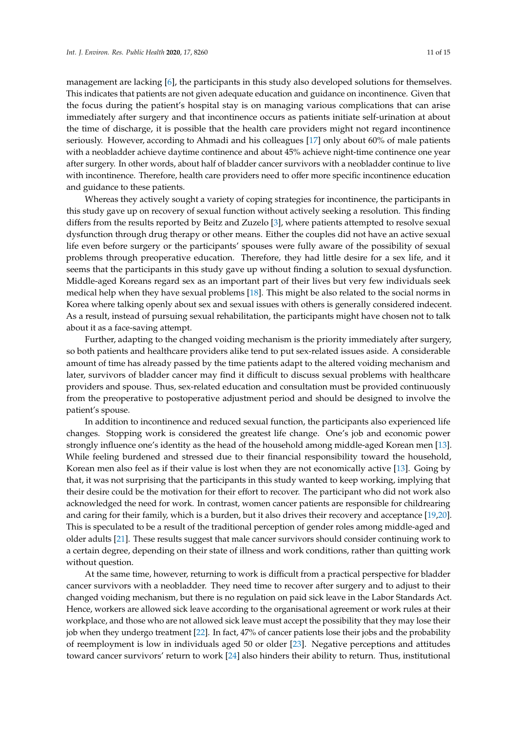management are lacking [6], the participants in this study also developed solutions for themselves. This indicates that patients are not given adequate education and guidance on incontinence. Given that the focus during the patient's hospital stay is on managing various complications that can arise immediately after surgery and that incontinence occurs as patients initiate self-urination at about the time of discharge, it is possible that the health care providers might not regard incontinence seriously. However, according to Ahmadi and his colleagues [17] only about 60% of male patients with a neobladder achieve daytime continence and about 45% achieve night-time continence one year after surgery. In other words, about half of bladder cancer survivors with a neobladder continue to live with incontinence. Therefore, health care providers need to offer more specific incontinence education and guidance to these patients.

Whereas they actively sought a variety of coping strategies for incontinence, the participants in this study gave up on recovery of sexual function without actively seeking a resolution. This finding differs from the results reported by Beitz and Zuzelo [3], where patients attempted to resolve sexual dysfunction through drug therapy or other means. Either the couples did not have an active sexual life even before surgery or the participants' spouses were fully aware of the possibility of sexual problems through preoperative education. Therefore, they had little desire for a sex life, and it seems that the participants in this study gave up without finding a solution to sexual dysfunction. Middle-aged Koreans regard sex as an important part of their lives but very few individuals seek medical help when they have sexual problems [18]. This might be also related to the social norms in Korea where talking openly about sex and sexual issues with others is generally considered indecent. As a result, instead of pursuing sexual rehabilitation, the participants might have chosen not to talk about it as a face-saving attempt.

Further, adapting to the changed voiding mechanism is the priority immediately after surgery, so both patients and healthcare providers alike tend to put sex-related issues aside. A considerable amount of time has already passed by the time patients adapt to the altered voiding mechanism and later, survivors of bladder cancer may find it difficult to discuss sexual problems with healthcare providers and spouse. Thus, sex-related education and consultation must be provided continuously from the preoperative to postoperative adjustment period and should be designed to involve the patient's spouse.

In addition to incontinence and reduced sexual function, the participants also experienced life changes. Stopping work is considered the greatest life change. One's job and economic power strongly influence one's identity as the head of the household among middle-aged Korean men [13]. While feeling burdened and stressed due to their financial responsibility toward the household, Korean men also feel as if their value is lost when they are not economically active [13]. Going by that, it was not surprising that the participants in this study wanted to keep working, implying that their desire could be the motivation for their effort to recover. The participant who did not work also acknowledged the need for work. In contrast, women cancer patients are responsible for childrearing and caring for their family, which is a burden, but it also drives their recovery and acceptance [19,20]. This is speculated to be a result of the traditional perception of gender roles among middle-aged and older adults [21]. These results suggest that male cancer survivors should consider continuing work to a certain degree, depending on their state of illness and work conditions, rather than quitting work without question.

At the same time, however, returning to work is difficult from a practical perspective for bladder cancer survivors with a neobladder. They need time to recover after surgery and to adjust to their changed voiding mechanism, but there is no regulation on paid sick leave in the Labor Standards Act. Hence, workers are allowed sick leave according to the organisational agreement or work rules at their workplace, and those who are not allowed sick leave must accept the possibility that they may lose their job when they undergo treatment [22]. In fact, 47% of cancer patients lose their jobs and the probability of reemployment is low in individuals aged 50 or older [23]. Negative perceptions and attitudes toward cancer survivors' return to work [24] also hinders their ability to return. Thus, institutional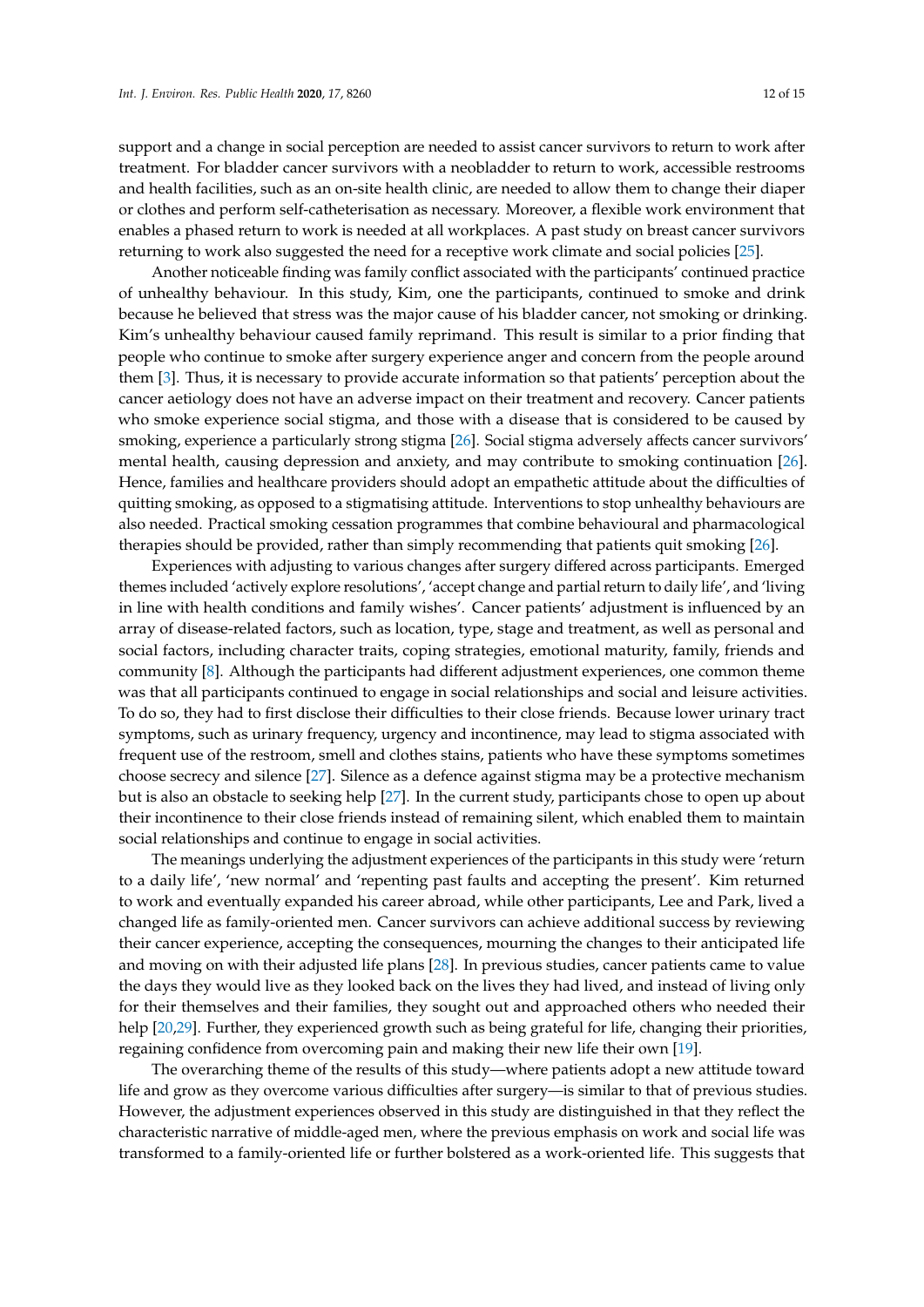support and a change in social perception are needed to assist cancer survivors to return to work after treatment. For bladder cancer survivors with a neobladder to return to work, accessible restrooms and health facilities, such as an on-site health clinic, are needed to allow them to change their diaper or clothes and perform self-catheterisation as necessary. Moreover, a flexible work environment that enables a phased return to work is needed at all workplaces. A past study on breast cancer survivors returning to work also suggested the need for a receptive work climate and social policies [25].

Another noticeable finding was family conflict associated with the participants' continued practice of unhealthy behaviour. In this study, Kim, one the participants, continued to smoke and drink because he believed that stress was the major cause of his bladder cancer, not smoking or drinking. Kim's unhealthy behaviour caused family reprimand. This result is similar to a prior finding that people who continue to smoke after surgery experience anger and concern from the people around them [3]. Thus, it is necessary to provide accurate information so that patients' perception about the cancer aetiology does not have an adverse impact on their treatment and recovery. Cancer patients who smoke experience social stigma, and those with a disease that is considered to be caused by smoking, experience a particularly strong stigma [26]. Social stigma adversely affects cancer survivors' mental health, causing depression and anxiety, and may contribute to smoking continuation [26]. Hence, families and healthcare providers should adopt an empathetic attitude about the difficulties of quitting smoking, as opposed to a stigmatising attitude. Interventions to stop unhealthy behaviours are also needed. Practical smoking cessation programmes that combine behavioural and pharmacological therapies should be provided, rather than simply recommending that patients quit smoking [26].

Experiences with adjusting to various changes after surgery differed across participants. Emerged themes included 'actively explore resolutions', 'accept change and partial return to daily life', and 'living in line with health conditions and family wishes'. Cancer patients' adjustment is influenced by an array of disease-related factors, such as location, type, stage and treatment, as well as personal and social factors, including character traits, coping strategies, emotional maturity, family, friends and community [8]. Although the participants had different adjustment experiences, one common theme was that all participants continued to engage in social relationships and social and leisure activities. To do so, they had to first disclose their difficulties to their close friends. Because lower urinary tract symptoms, such as urinary frequency, urgency and incontinence, may lead to stigma associated with frequent use of the restroom, smell and clothes stains, patients who have these symptoms sometimes choose secrecy and silence [27]. Silence as a defence against stigma may be a protective mechanism but is also an obstacle to seeking help [27]. In the current study, participants chose to open up about their incontinence to their close friends instead of remaining silent, which enabled them to maintain social relationships and continue to engage in social activities.

The meanings underlying the adjustment experiences of the participants in this study were 'return to a daily life', 'new normal' and 'repenting past faults and accepting the present'. Kim returned to work and eventually expanded his career abroad, while other participants, Lee and Park, lived a changed life as family-oriented men. Cancer survivors can achieve additional success by reviewing their cancer experience, accepting the consequences, mourning the changes to their anticipated life and moving on with their adjusted life plans [28]. In previous studies, cancer patients came to value the days they would live as they looked back on the lives they had lived, and instead of living only for their themselves and their families, they sought out and approached others who needed their help [20,29]. Further, they experienced growth such as being grateful for life, changing their priorities, regaining confidence from overcoming pain and making their new life their own [19].

The overarching theme of the results of this study—where patients adopt a new attitude toward life and grow as they overcome various difficulties after surgery—is similar to that of previous studies. However, the adjustment experiences observed in this study are distinguished in that they reflect the characteristic narrative of middle-aged men, where the previous emphasis on work and social life was transformed to a family-oriented life or further bolstered as a work-oriented life. This suggests that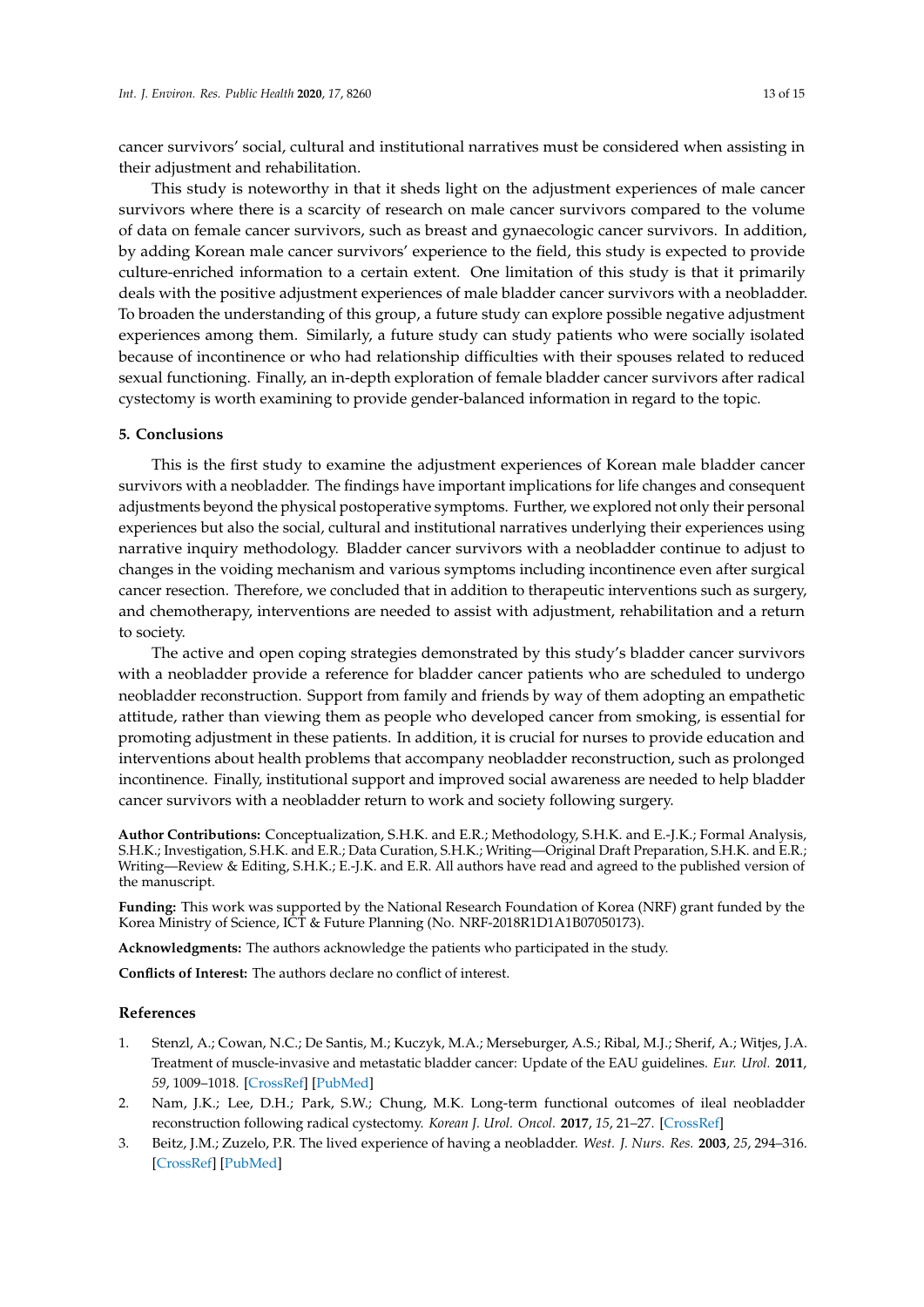cancer survivors' social, cultural and institutional narratives must be considered when assisting in their adjustment and rehabilitation.

This study is noteworthy in that it sheds light on the adjustment experiences of male cancer survivors where there is a scarcity of research on male cancer survivors compared to the volume of data on female cancer survivors, such as breast and gynaecologic cancer survivors. In addition, by adding Korean male cancer survivors' experience to the field, this study is expected to provide culture-enriched information to a certain extent. One limitation of this study is that it primarily deals with the positive adjustment experiences of male bladder cancer survivors with a neobladder. To broaden the understanding of this group, a future study can explore possible negative adjustment experiences among them. Similarly, a future study can study patients who were socially isolated because of incontinence or who had relationship difficulties with their spouses related to reduced sexual functioning. Finally, an in-depth exploration of female bladder cancer survivors after radical cystectomy is worth examining to provide gender-balanced information in regard to the topic.

## 5. Conclusions

This is the first study to examine the adjustment experiences of Korean male bladder cancer survivors with a neobladder. The findings have important implications for life changes and consequent adjustments beyond the physical postoperative symptoms. Further, we explored not only their personal experiences but also the social, cultural and institutional narratives underlying their experiences using narrative inquiry methodology. Bladder cancer survivors with a neobladder continue to adjust to changes in the voiding mechanism and various symptoms including incontinence even after surgical cancer resection. Therefore, we concluded that in addition to therapeutic interventions such as surgery, and chemotherapy, interventions are needed to assist with adjustment, rehabilitation and a return to society.

The active and open coping strategies demonstrated by this study's bladder cancer survivors with a neobladder provide a reference for bladder cancer patients who are scheduled to undergo neobladder reconstruction. Support from family and friends by way of them adopting an empathetic attitude, rather than viewing them as people who developed cancer from smoking, is essential for promoting adjustment in these patients. In addition, it is crucial for nurses to provide education and interventions about health problems that accompany neobladder reconstruction, such as prolonged incontinence. Finally, institutional support and improved social awareness are needed to help bladder cancer survivors with a neobladder return to work and society following surgery.

**Author Contributions:** Conceptualization, S.H.K. and E.R.; Methodology, S.H.K. and E.-J.K.; Formal Analysis, S.H.K.; Investigation, S.H.K. and E.R.; Data Curation, S.H.K.; Writing—Original Draft Preparation, S.H.K. and E.R.; Writing—Review & Editing, S.H.K.; E.-J.K. and E.R. All authors have read and agreed to the published version of the manuscript.

**Funding:** This work was supported by the National Research Foundation of Korea (NRF) grant funded by the Korea Ministry of Science, ICT & Future Planning (No. NRF-2018R1D1A1B07050173).

**Acknowledgments:** The authors acknowledge the patients who participated in the study.

**Conflicts of Interest:** The authors declare no conflict of interest.

## References

1. Stenzl, A.; Cowan, N.C.; De Santis, M.; Kuczyk, M.A.; Merseburger, A.S.; Ribal, M.J.; Sherif, A.; Witjes, J.A. Treatment of muscle-invasive and metastatic bladder cancer: Update of the EAU guidelines. *Eur. Urol.* **2011**, *59*, 1009–1018. [CrossRef] [PubMed]
2. Nam, J.K.; Lee, D.H.; Park, S.W.; Chung, M.K. Long-term functional outcomes of ileal neobladder reconstruction following radical cystectomy. *Korean J. Urol. Oncol.* **2017**, *15*, 21–27. [CrossRef]
3. Beitz, J.M.; Zuzelo, P.R. The lived experience of having a neobladder. *West. J. Nurs. Res.* **2003**, *25*, 294–316. [CrossRef] [PubMed]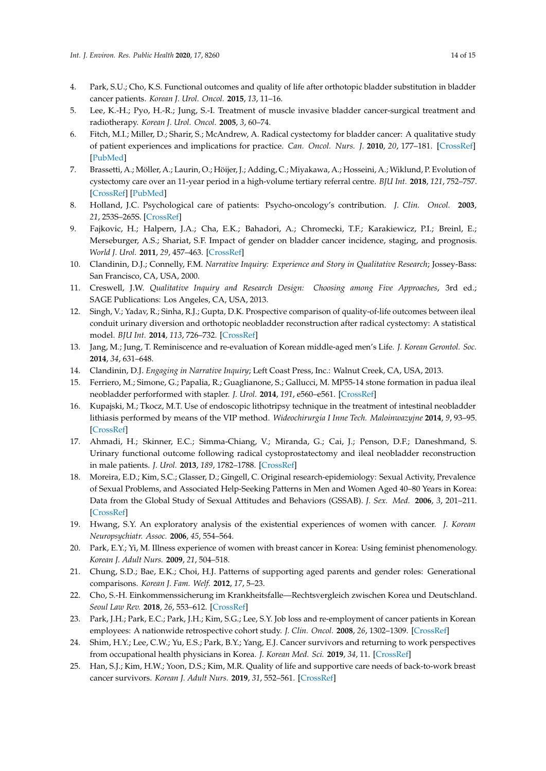4. Park, S.U.; Cho, K.S. Functional outcomes and quality of life after orthotopic bladder substitution in bladder cancer patients. *Korean J. Urol. Oncol.* **2015**, *13*, 11–16.
5. Lee, K.-H.; Pyo, H.-R.; Jung, S.-I. Treatment of muscle invasive bladder cancer-surgical treatment and radiotherapy. *Korean J. Urol. Oncol.* **2005**, *3*, 60–74.
6. Fitch, M.I.; Miller, D.; Sharir, S.; McAndrew, A. Radical cystectomy for bladder cancer: A qualitative study of patient experiences and implications for practice. *Can. Oncol. Nurs. J.* **2010**, *20*, 177–181. [CrossRef] [PubMed]
7. Brassetti, A.; Möller, A.; Laurin, O.; Höijer, J.; Adding, C.; Miyakawa, A.; Hosseini, A.; Wiklund, P. Evolution of cystectomy care over an 11-year period in a high-volume tertiary referral centre. *BJU Int.* **2018**, *121*, 752–757. [CrossRef] [PubMed]
8. Holland, J.C. Psychological care of patients: Psycho-oncology's contribution. *J. Clin. Oncol.* **2003**, *21*, 253S–265S. [CrossRef]
9. Fajkovic, H.; Halpern, J.A.; Cha, E.K.; Bahadori, A.; Chromecki, T.F.; Karakiewicz, P.I.; Breinl, E.; Merseburger, A.S.; Shariat, S.F. Impact of gender on bladder cancer incidence, staging, and prognosis. *World J. Urol.* **2011**, *29*, 457–463. [CrossRef]
10. Clandinin, D.J.; Connelly, F.M. *Narrative Inquiry: Experience and Story in Qualitative Research*; Jossey-Bass: San Francisco, CA, USA, 2000.
11. Creswell, J.W. *Qualitative Inquiry and Research Design: Choosing among Five Approaches*, 3rd ed.; SAGE Publications: Los Angeles, CA, USA, 2013.
12. Singh, V.; Yadav, R.; Sinha, R.J.; Gupta, D.K. Prospective comparison of quality-of-life outcomes between ileal conduit urinary diversion and orthotopic neobladder reconstruction after radical cystectomy: A statistical model. *BJU Int.* **2014**, *113*, 726–732. [CrossRef]
13. Jang, M.; Jung, T. Reminiscence and re-evaluation of Korean middle-aged men's Life. *J. Korean Gerontol. Soc.* **2014**, *34*, 631–648.
14. Clandinin, D.J. *Engaging in Narrative Inquiry*; Left Coast Press, Inc.: Walnut Creek, CA, USA, 2013.
15. Ferriero, M.; Simone, G.; Papalia, R.; Guaglianone, S.; Gallucci, M. MP55-14 stone formation in padua ileal neobladder perforformed with stapler. *J. Urol.* **2014**, *191*, e560–e561. [CrossRef]
16. Kupajski, M.; Tkocz, M.T. Use of endoscopic lithotripsy technique in the treatment of intestinal neobladder lithiasis performed by means of the VIP method. *Wideochirurgia I Inne Tech. Maloinwazyjne* **2014**, *9*, 93–95. [CrossRef]
17. Ahmadi, H.; Skinner, E.C.; Simma-Chiang, V.; Miranda, G.; Cai, J.; Penson, D.F.; Daneshmand, S. Urinary functional outcome following radical cystoprostatectomy and ileal neobladder reconstruction in male patients. *J. Urol.* **2013**, *189*, 1782–1788. [CrossRef]
18. Moreira, E.D.; Kim, S.C.; Glasser, D.; Gingell, C. Original research-epidemiology: Sexual Activity, Prevalence of Sexual Problems, and Associated Help-Seeking Patterns in Men and Women Aged 40–80 Years in Korea: Data from the Global Study of Sexual Attitudes and Behaviors (GSSAB). *J. Sex. Med.* **2006**, *3*, 201–211. [CrossRef]
19. Hwang, S.Y. An exploratory analysis of the existential experiences of women with cancer. *J. Korean Neuropsychiatr. Assoc.* **2006**, *45*, 554–564.
20. Park, E.Y.; Yi, M. Illness experience of women with breast cancer in Korea: Using feminist phenomenology. *Korean J. Adult Nurs.* **2009**, *21*, 504–518.
21. Chung, S.D.; Bae, E.K.; Choi, H.J. Patterns of supporting aged parents and gender roles: Generational comparisons. *Korean J. Fam. Welf.* **2012**, *17*, 5–23.
22. Cho, S.-H. Einkommenssicherung im Krankheitsfalle—Rechtsvergleich zwischen Korea und Deutschland. *Seoul Law Rev.* **2018**, *26*, 553–612. [CrossRef]
23. Park, J.H.; Park, E.C.; Park, J.H.; Kim, S.G.; Lee, S.Y. Job loss and re-employment of cancer patients in Korean employees: A nationwide retrospective cohort study. *J. Clin. Oncol.* **2008**, *26*, 1302–1309. [CrossRef]
24. Shim, H.Y.; Lee, C.W.; Yu, E.S.; Park, B.Y.; Yang, E.J. Cancer survivors and returning to work perspectives from occupational health physicians in Korea. *J. Korean Med. Sci.* **2019**, *34*, 11. [CrossRef]
25. Han, S.J.; Kim, H.W.; Yoon, D.S.; Kim, M.R. Quality of life and supportive care needs of back-to-work breast cancer survivors. *Korean J. Adult Nurs.* **2019**, *31*, 552–561. [CrossRef]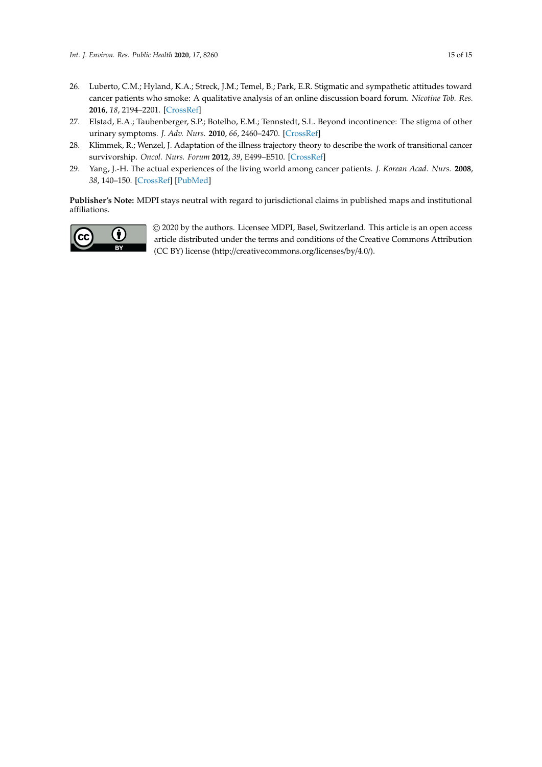26. Luberto, C.M.; Hyland, K.A.; Streck, J.M.; Temel, B.; Park, E.R. Stigmatic and sympathetic attitudes toward cancer patients who smoke: A qualitative analysis of an online discussion board forum. *Nicotine Tob. Res.* **2016**, *18*, 2194–2201. [CrossRef]
27. Elstad, E.A.; Taubenberger, S.P.; Botelho, E.M.; Tennstedt, S.L. Beyond incontinence: The stigma of other urinary symptoms. *J. Adv. Nurs.* **2010**, *66*, 2460–2470. [CrossRef]
28. Klimmek, R.; Wenzel, J. Adaptation of the illness trajectory theory to describe the work of transitional cancer survivorship. *Oncol. Nurs. Forum* **2012**, *39*, E499–E510. [CrossRef]
29. Yang, J.-H. The actual experiences of the living world among cancer patients. *J. Korean Acad. Nurs.* **2008**, *38*, 140–150. [CrossRef] [PubMed]

**Publisher's Note:** MDPI stays neutral with regard to jurisdictional claims in published maps and institutional affiliations.

© 2020 by the authors. Licensee MDPI, Basel, Switzerland. This article is an open access article distributed under the terms and conditions of the Creative Commons Attribution (CC BY) license (http://creativecommons.org/licenses/by/4.0/).